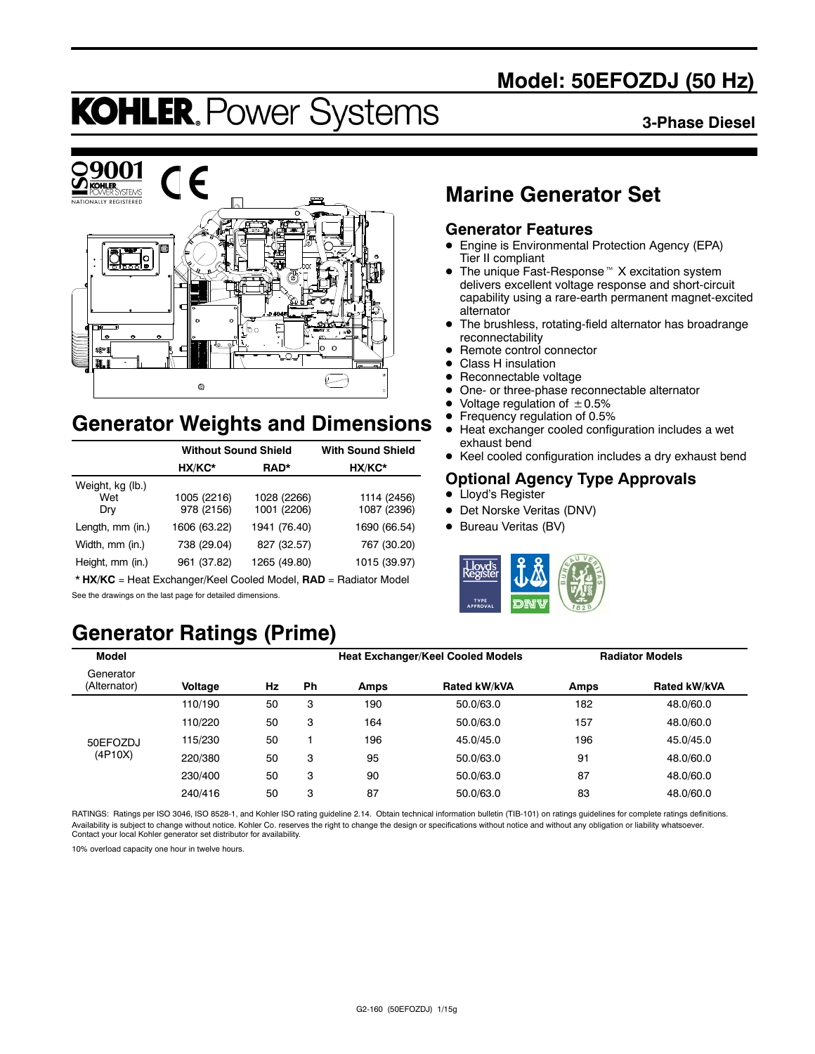# Model: 50EFOZDJ (50 Hz)

# KOHLER. Power Systems

**3-Phase Diesel**

## Marine Generator Set

### Generator Features

- Engine is Environmental Protection Agency (EPA) Tier II compliant
- The unique Fast-Response™ X excitation system delivers excellent voltage response and short-circuit capability using a rare-earth permanent magnet-excited alternator
- The brushless, rotating-field alternator has broadrange reconnectability
- Remote control connector
- Class H insulation
- Reconnectable voltage
- One- or three-phase reconnectable alternator
- Voltage regulation of ±0.5%
- Frequency regulation of 0.5%
- Heat exchanger cooled configuration includes a wet exhaust bend
- Keel cooled configuration includes a dry exhaust bend

### Optional Agency Type Approvals

- Lloyd's Register
- Det Norske Veritas (DNV)
- Bureau Veritas (BV)

## Generator Weights and Dimensions

| | Without Sound Shield | | With Sound Shield |
|---|---|---|---|
| | **HX/KC*** | **RAD*** | **HX/KC*** |
| Weight, kg (lb.) | | | |
| Wet | 1005 (2216) | 1028 (2266) | 1114 (2456) |
| Dry | 978 (2156) | 1001 (2206) | 1087 (2396) |
| Length, mm (in.) | 1606 (63.22) | 1941 (76.40) | 1690 (66.54) |
| Width, mm (in.) | 738 (29.04) | 827 (32.57) | 767 (30.20) |
| Height, mm (in.) | 961 (37.82) | 1265 (49.80) | 1015 (39.97) |

\* **HX/KC** = Heat Exchanger/Keel Cooled Model, **RAD** = Radiator Model

See the drawings on the last page for detailed dimensions.

## Generator Ratings (Prime)

| Model | | | | Heat Exchanger/Keel Cooled Models | | Radiator Models | |
|---|---|---|---|---|---|---|---|
| Generator (Alternator) | Voltage | Hz | Ph | Amps | Rated kW/kVA | Amps | Rated kW/kVA |
| 50EFOZDJ (4P10X) | 110/190 | 50 | 3 | 190 | 50.0/63.0 | 182 | 48.0/60.0 |
| | 110/220 | 50 | 3 | 164 | 50.0/63.0 | 157 | 48.0/60.0 |
| | 115/230 | 50 | 1 | 196 | 45.0/45.0 | 196 | 45.0/45.0 |
| | 220/380 | 50 | 3 | 95 | 50.0/63.0 | 91 | 48.0/60.0 |
| | 230/400 | 50 | 3 | 90 | 50.0/63.0 | 87 | 48.0/60.0 |
| | 240/416 | 50 | 3 | 87 | 50.0/63.0 | 83 | 48.0/60.0 |

RATINGS: Ratings per ISO 3046, ISO 8528-1, and Kohler ISO rating guideline 2.14. Obtain technical information bulletin (TIB-101) on ratings guidelines for complete ratings definitions. Availability is subject to change without notice. Kohler Co. reserves the right to change the design or specifications without notice and without any obligation or liability whatsoever. Contact your local Kohler generator set distributor for availability.

10% overload capacity one hour in twelve hours.

G2-160 (50EFOZDJ) 1/15g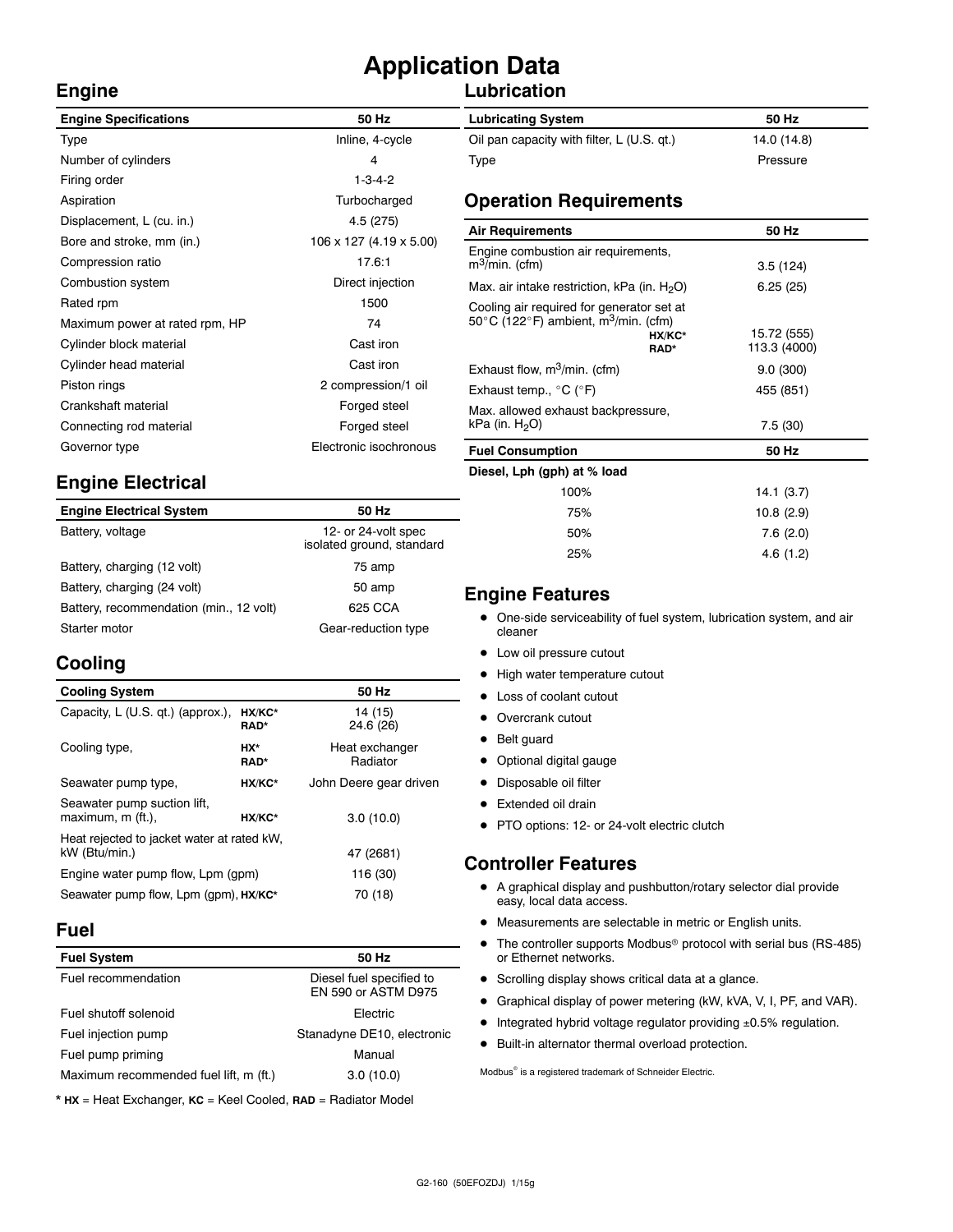# Application Data

## Engine

| Engine Specifications | 50 Hz |
|---|---|
| Type | Inline, 4-cycle |
| Number of cylinders | 4 |
| Firing order | 1-3-4-2 |
| Aspiration | Turbocharged |
| Displacement, L (cu. in.) | 4.5 (275) |
| Bore and stroke, mm (in.) | 106 x 127 (4.19 x 5.00) |
| Compression ratio | 17.6:1 |
| Combustion system | Direct injection |
| Rated rpm | 1500 |
| Maximum power at rated rpm, HP | 74 |
| Cylinder block material | Cast iron |
| Cylinder head material | Cast iron |
| Piston rings | 2 compression/1 oil |
| Crankshaft material | Forged steel |
| Connecting rod material | Forged steel |
| Governor type | Electronic isochronous |

## Engine Electrical

| Engine Electrical System | 50 Hz |
|---|---|
| Battery, voltage | 12- or 24-volt spec isolated ground, standard |
| Battery, charging (12 volt) | 75 amp |
| Battery, charging (24 volt) | 50 amp |
| Battery, recommendation (min., 12 volt) | 625 CCA |
| Starter motor | Gear-reduction type |

## Cooling

| Cooling System | | 50 Hz |
|---|---|---|
| Capacity, L (U.S. qt.) (approx.), | **HX/KC*** | 14 (15) |
| | **RAD*** | 24.6 (26) |
| Cooling type, | **HX*** | Heat exchanger |
| | **RAD*** | Radiator |
| Seawater pump type, | **HX/KC*** | John Deere gear driven |
| Seawater pump suction lift, maximum, m (ft.), | **HX/KC*** | 3.0 (10.0) |
| Heat rejected to jacket water at rated kW, kW (Btu/min.) | | 47 (2681) |
| Engine water pump flow, Lpm (gpm) | | 116 (30) |
| Seawater pump flow, Lpm (gpm), | **HX/KC*** | 70 (18) |

## Fuel

| Fuel System | 50 Hz |
|---|---|
| Fuel recommendation | Diesel fuel specified to EN 590 or ASTM D975 |
| Fuel shutoff solenoid | Electric |
| Fuel injection pump | Stanadyne DE10, electronic |
| Fuel pump priming | Manual |
| Maximum recommended fuel lift, m (ft.) | 3.0 (10.0) |

* **HX** = Heat Exchanger, **KC** = Keel Cooled, **RAD** = Radiator Model

## Lubrication

| Lubricating System | 50 Hz |
|---|---|
| Oil pan capacity with filter, L (U.S. qt.) | 14.0 (14.8) |
| Type | Pressure |

## Operation Requirements

| Air Requirements | | 50 Hz |
|---|---|---|
| Engine combustion air requirements, $m^3$/min. (cfm) | | 3.5 (124) |
| Max. air intake restriction, kPa (in. $H_2O$) | | 6.25 (25) |
| Cooling air required for generator set at 50°C (122°F) ambient, $m^3$/min. (cfm) | **HX/KC*** | 15.72 (555) |
| | **RAD*** | 113.3 (4000) |
| Exhaust flow, $m^3$/min. (cfm) | | 9.0 (300) |
| Exhaust temp., °C (°F) | | 455 (851) |
| Max. allowed exhaust backpressure, kPa (in. $H_2O$) | | 7.5 (30) |

| Fuel Consumption | 50 Hz |
|---|---|
| **Diesel, Lph (gph) at % load** | |
| 100% | 14.1 (3.7) |
| 75% | 10.8 (2.9) |
| 50% | 7.6 (2.0) |
| 25% | 4.6 (1.2) |

## Engine Features

- One-side serviceability of fuel system, lubrication system, and air cleaner
- Low oil pressure cutout
- High water temperature cutout
- Loss of coolant cutout
- Overcrank cutout
- Belt guard
- Optional digital gauge
- Disposable oil filter
- Extended oil drain
- PTO options: 12- or 24-volt electric clutch

## Controller Features

- A graphical display and pushbutton/rotary selector dial provide easy, local data access.
- Measurements are selectable in metric or English units.
- The controller supports Modbus® protocol with serial bus (RS-485) or Ethernet networks.
- Scrolling display shows critical data at a glance.
- Graphical display of power metering (kW, kVA, V, I, PF, and VAR).
- Integrated hybrid voltage regulator providing ±0.5% regulation.
- Built-in alternator thermal overload protection.

Modbus® is a registered trademark of Schneider Electric.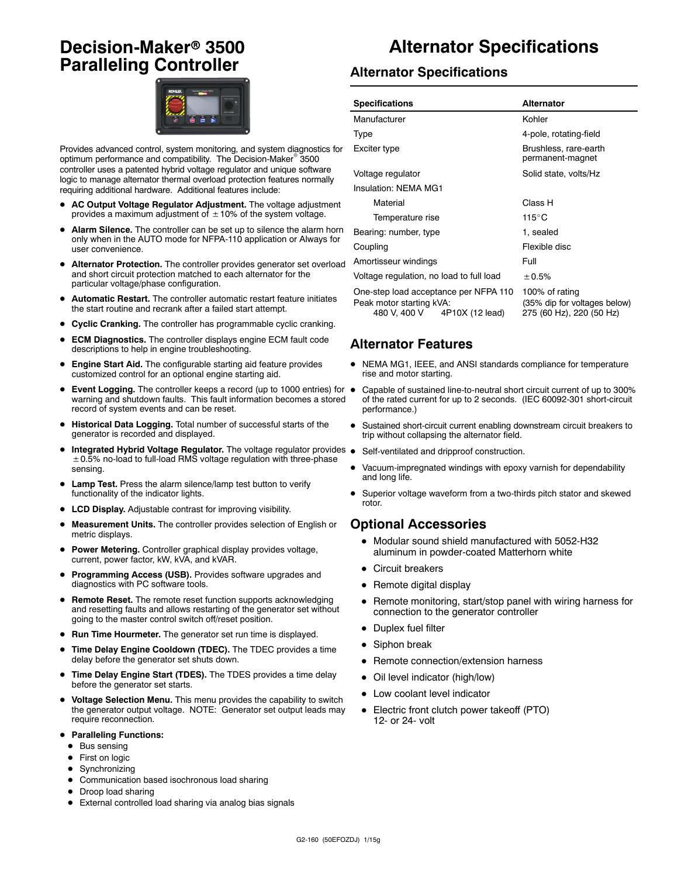# Decision-Maker® 3500 Paralleling Controller

Provides advanced control, system monitoring, and system diagnostics for optimum performance and compatibility. The Decision-Maker® 3500 controller uses a patented hybrid voltage regulator and unique software logic to manage alternator thermal overload protection features normally requiring additional hardware. Additional features include:

- **AC Output Voltage Regulator Adjustment.** The voltage adjustment provides a maximum adjustment of ±10% of the system voltage.
- **Alarm Silence.** The controller can be set up to silence the alarm horn only when in the AUTO mode for NFPA-110 application or Always for user convenience.
- **Alternator Protection.** The controller provides generator set overload and short circuit protection matched to each alternator for the particular voltage/phase configuration.
- **Automatic Restart.** The controller automatic restart feature initiates the start routine and recrank after a failed start attempt.
- **Cyclic Cranking.** The controller has programmable cyclic cranking.
- **ECM Diagnostics.** The controller displays engine ECM fault code descriptions to help in engine troubleshooting.
- **Engine Start Aid.** The configurable starting aid feature provides customized control for an optional engine starting aid.
- **Event Logging.** The controller keeps a record (up to 1000 entries) for warning and shutdown faults. This fault information becomes a stored record of system events and can be reset.
- **Historical Data Logging.** Total number of successful starts of the generator is recorded and displayed.
- **Integrated Hybrid Voltage Regulator.** The voltage regulator provides ±0.5% no-load to full-load RMS voltage regulation with three-phase sensing.
- **Lamp Test.** Press the alarm silence/lamp test button to verify functionality of the indicator lights.
- **LCD Display.** Adjustable contrast for improving visibility.
- **Measurement Units.** The controller provides selection of English or metric displays.
- **Power Metering.** Controller graphical display provides voltage, current, power factor, kW, kVA, and kVAR.
- **Programming Access (USB).** Provides software upgrades and diagnostics with PC software tools.
- **Remote Reset.** The remote reset function supports acknowledging and resetting faults and allows restarting of the generator set without going to the master control switch off/reset position.
- **Run Time Hourmeter.** The generator set run time is displayed.
- **Time Delay Engine Cooldown (TDEC).** The TDEC provides a time delay before the generator set shuts down.
- **Time Delay Engine Start (TDES).** The TDES provides a time delay before the generator set starts.
- **Voltage Selection Menu.** This menu provides the capability to switch the generator output voltage. NOTE: Generator set output leads may require reconnection.
- **Paralleling Functions:**
  - Bus sensing
  - First on logic
  - Synchronizing
  - Communication based isochronous load sharing
  - Droop load sharing
  - External controlled load sharing via analog bias signals

# Alternator Specifications

## Alternator Specifications

| Specifications | Alternator |
|---|---|
| Manufacturer | Kohler |
| Type | 4-pole, rotating-field |
| Exciter type | Brushless, rare-earth permanent-magnet |
| Voltage regulator | Solid state, volts/Hz |
| Insulation: NEMA MG1 | |
| Material | Class H |
| Temperature rise | 115°C |
| Bearing: number, type | 1, sealed |
| Coupling | Flexible disc |
| Amortisseur windings | Full |
| Voltage regulation, no load to full load | ±0.5% |
| One-step load acceptance per NFPA 110 | 100% of rating |
| Peak motor starting kVA: | (35% dip for voltages below) |
| 480 V, 400 V 4P10X (12 lead) | 275 (60 Hz), 220 (50 Hz) |

## Alternator Features

- NEMA MG1, IEEE, and ANSI standards compliance for temperature rise and motor starting.
- Capable of sustained line-to-neutral short circuit current of up to 300% of the rated current for up to 2 seconds. (IEC 60092-301 short-circuit performance.)
- Sustained short-circuit current enabling downstream circuit breakers to trip without collapsing the alternator field.
- Self-ventilated and dripproof construction.
- Vacuum-impregnated windings with epoxy varnish for dependability and long life.
- Superior voltage waveform from a two-thirds pitch stator and skewed rotor.

## Optional Accessories

- Modular sound shield manufactured with 5052-H32 aluminum in powder-coated Matterhorn white
- Circuit breakers
- Remote digital display
- Remote monitoring, start/stop panel with wiring harness for connection to the generator controller
- Duplex fuel filter
- Siphon break
- Remote connection/extension harness
- Oil level indicator (high/low)
- Low coolant level indicator
- Electric front clutch power takeoff (PTO) 12- or 24- volt

G2-160 (50EFOZDJ) 1/15g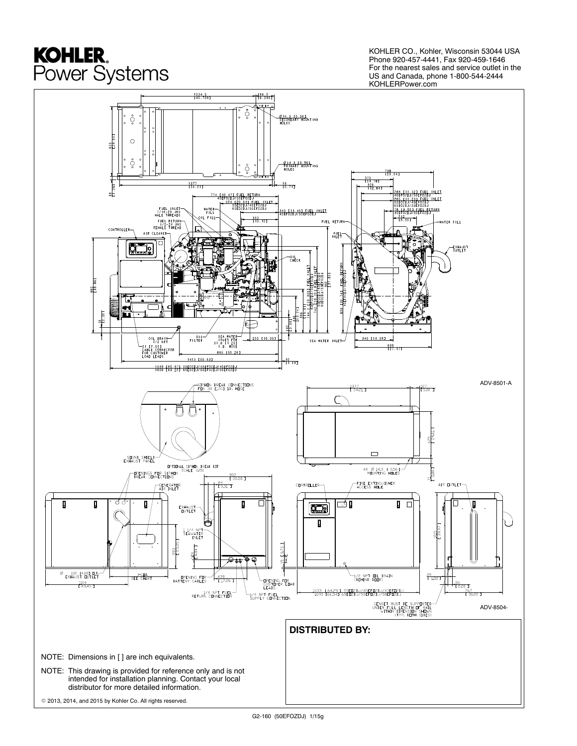**KOHLER** Power Systems

KOHLER CO., Kohler, Wisconsin 53044 USA
Phone 920-457-4441, Fax 920-459-1646
For the nearest sales and service outlet in the US and Canada, phone 1-800-544-2444
KOHLERPower.com

ADV-8501-A

ADV-8504-

**DISTRIBUTED BY:**

NOTE: Dimensions in [ ] are inch equivalents.

NOTE: This drawing is provided for reference only and is not intended for installation planning. Contact your local distributor for more detailed information.

© 2013, 2014, and 2015 by Kohler Co. All rights reserved.

G2-160 (50EFOZDJ) 1/15g